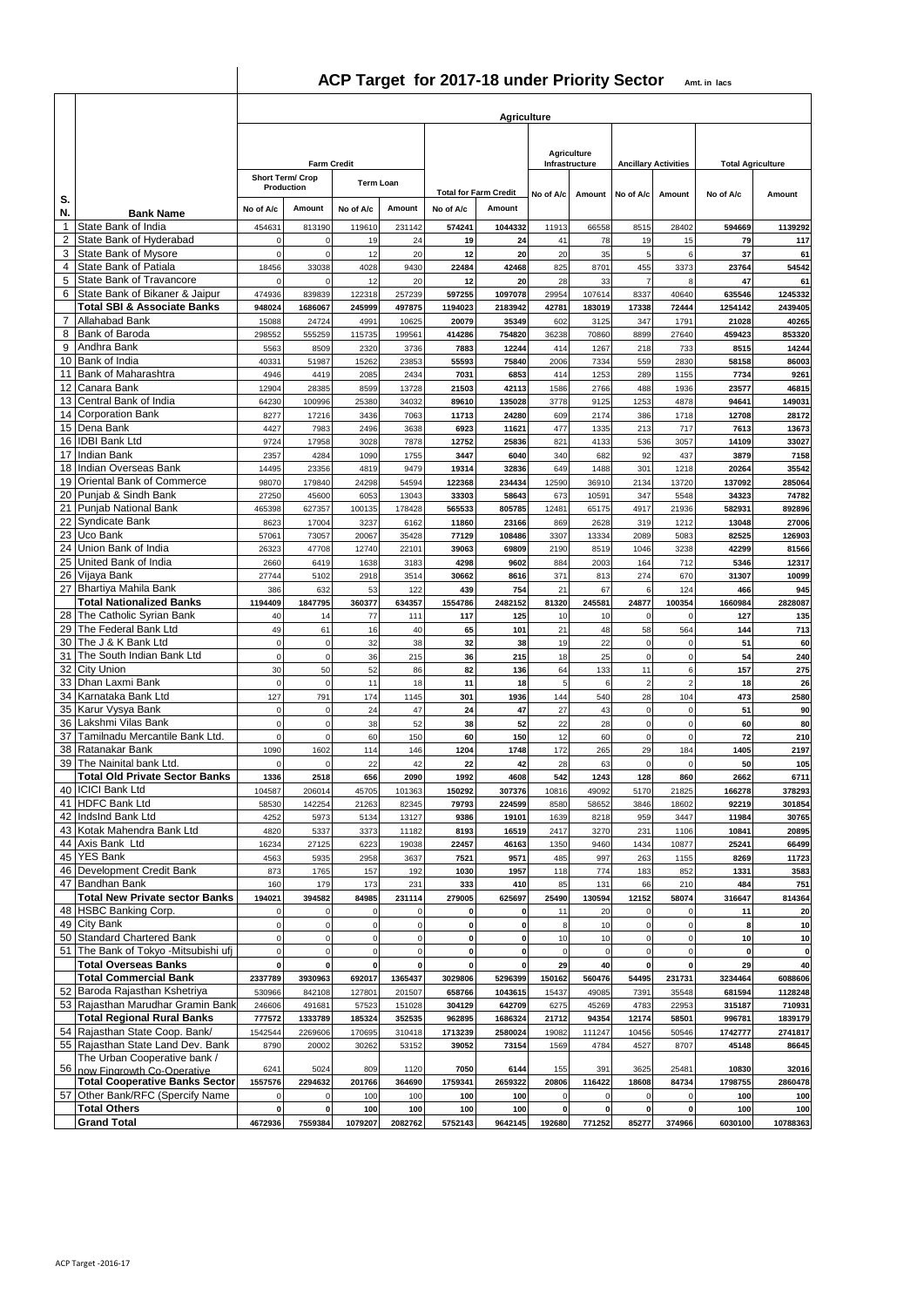# ACP Target for 2017-18 under Priority Sector

Amt. in lacs

| S. N. | Bank Name | Agriculture | | | | | | | | | | | |
|---|---|---|---|---|---|---|---|---|---|---|---|---|---|
| | | Farm Credit | | | | | | Agriculture Infrastructure | | Ancillary Activities | | Total Agriculture | |
| | | Short Term/ Crop Production | | Term Loan | | Total for Farm Credit | | | | | | | |
| | | No of A/c | Amount | No of A/c | Amount | No of A/c | Amount | No of A/c | Amount | No of A/c | Amount | No of A/c | Amount |
| 1 | State Bank of India | 454631 | 813190 | 119610 | 231142 | 574241 | 1044332 | 11913 | 66558 | 8515 | 28402 | 594669 | 1139292 |
| 2 | State Bank of Hyderabad | 0 | 0 | 19 | 24 | 19 | 24 | 41 | 78 | 19 | 15 | 79 | 117 |
| 3 | State Bank of Mysore | 0 | 0 | 12 | 20 | 12 | 20 | 20 | 35 | 5 | 6 | 37 | 61 |
| 4 | State Bank of Patiala | 18456 | 33038 | 4028 | 9430 | 22484 | 42468 | 825 | 8701 | 455 | 3373 | 23764 | 54542 |
| 5 | State Bank of Travancore | 0 | 0 | 12 | 20 | 12 | 20 | 28 | 33 | 7 | 8 | 47 | 61 |
| 6 | State Bank of Bikaner & Jaipur | 474936 | 839839 | 122318 | 257239 | 597255 | 1097078 | 29954 | 107614 | 8337 | 40640 | 635546 | 1245332 |
| | **Total SBI & Associate Banks** | 948024 | 1686067 | 245999 | 497875 | 1194023 | 2183942 | 42781 | 183019 | 17338 | 72444 | 1254142 | 2439405 |
| 7 | Allahabad Bank | 15088 | 24724 | 4991 | 10625 | 20079 | 35349 | 602 | 3125 | 347 | 1791 | 21028 | 40265 |
| 8 | Bank of Baroda | 298552 | 555259 | 115735 | 199561 | 414286 | 754820 | 36238 | 70860 | 8899 | 27640 | 459423 | 853320 |
| 9 | Andhra Bank | 5563 | 8509 | 2320 | 3736 | 7883 | 12244 | 414 | 1267 | 218 | 733 | 8515 | 14244 |
| 10 | Bank of India | 40331 | 51987 | 15262 | 23853 | 55593 | 75840 | 2006 | 7334 | 559 | 2830 | 58158 | 86003 |
| 11 | Bank of Maharashtra | 4946 | 4419 | 2085 | 2434 | 7031 | 6853 | 414 | 1253 | 289 | 1155 | 7734 | 9261 |
| 12 | Canara Bank | 12904 | 28385 | 8599 | 13728 | 21503 | 42113 | 1586 | 2766 | 488 | 1936 | 23577 | 46815 |
| 13 | Central Bank of India | 64230 | 100996 | 25380 | 34032 | 89610 | 135028 | 3778 | 9125 | 1253 | 4878 | 94641 | 149031 |
| 14 | Corporation Bank | 8277 | 17216 | 3436 | 7063 | 11713 | 24280 | 609 | 2174 | 386 | 1718 | 12708 | 28172 |
| 15 | Dena Bank | 4427 | 7983 | 2496 | 3638 | 6923 | 11621 | 477 | 1335 | 213 | 717 | 7613 | 13673 |
| 16 | IDBI Bank Ltd | 9724 | 17958 | 3028 | 7878 | 12752 | 25836 | 821 | 4133 | 536 | 3057 | 14109 | 33027 |
| 17 | Indian Bank | 2357 | 4284 | 1090 | 1755 | 3447 | 6040 | 340 | 682 | 92 | 437 | 3879 | 7158 |
| 18 | Indian Overseas Bank | 14495 | 23356 | 4819 | 9479 | 19314 | 32836 | 649 | 1488 | 301 | 1218 | 20264 | 35542 |
| 19 | Oriental Bank of Commerce | 98070 | 179840 | 24298 | 54594 | 122368 | 234434 | 12590 | 36910 | 2134 | 13720 | 137092 | 285064 |
| 20 | Punjab & Sindh Bank | 27250 | 45600 | 6053 | 13043 | 33303 | 58643 | 673 | 10591 | 347 | 5548 | 34323 | 74782 |
| 21 | Punjab National Bank | 465398 | 627357 | 100135 | 178428 | 565533 | 805785 | 12481 | 65175 | 4917 | 21936 | 582931 | 892896 |
| 22 | Syndicate Bank | 8623 | 17004 | 3237 | 6162 | 11860 | 23166 | 869 | 2628 | 319 | 1212 | 13048 | 27006 |
| 23 | Uco Bank | 57061 | 73057 | 20067 | 35428 | 77129 | 108486 | 3307 | 13334 | 2089 | 5083 | 82525 | 126903 |
| 24 | Union Bank of India | 26323 | 47708 | 12740 | 22101 | 39063 | 69809 | 2190 | 8519 | 1046 | 3238 | 42299 | 81566 |
| 25 | United Bank of India | 2660 | 6419 | 1638 | 3183 | 4298 | 9602 | 884 | 2003 | 164 | 712 | 5346 | 12317 |
| 26 | Vijaya Bank | 27744 | 5102 | 2918 | 3514 | 30662 | 8616 | 371 | 813 | 274 | 670 | 31307 | 10099 |
| 27 | Bhartiya Mahila Bank | 386 | 632 | 53 | 122 | 439 | 754 | 21 | 67 | 6 | 124 | 466 | 945 |
| | **Total Nationalized Banks** | 1194409 | 1847795 | 360377 | 634357 | 1554786 | 2482152 | 81320 | 245581 | 24877 | 100354 | 1660984 | 2828087 |
| 28 | The Catholic Syrian Bank | 40 | 14 | 77 | 111 | 117 | 125 | 10 | 10 | 0 | 0 | 127 | 135 |
| 29 | The Federal Bank Ltd | 49 | 61 | 16 | 40 | 65 | 101 | 21 | 48 | 58 | 564 | 144 | 713 |
| 30 | The J & K Bank Ltd | 0 | 0 | 32 | 38 | 32 | 38 | 19 | 22 | 0 | 0 | 51 | 60 |
| 31 | The South Indian Bank Ltd | 0 | 0 | 36 | 215 | 36 | 215 | 18 | 25 | 0 | 0 | 54 | 240 |
| 32 | City Union | 30 | 50 | 52 | 86 | 82 | 136 | 64 | 133 | 11 | 6 | 157 | 275 |
| 33 | Dhan Laxmi Bank | 0 | 0 | 11 | 18 | 11 | 18 | 5 | 6 | 2 | 2 | 18 | 26 |
| 34 | Karnataka Bank Ltd | 127 | 791 | 174 | 1145 | 301 | 1936 | 144 | 540 | 28 | 104 | 473 | 2580 |
| 35 | Karur Vysya Bank | 0 | 0 | 24 | 47 | 24 | 47 | 27 | 43 | 0 | 0 | 51 | 90 |
| 36 | Lakshmi Vilas Bank | 0 | 0 | 38 | 52 | 38 | 52 | 22 | 28 | 0 | 0 | 60 | 80 |
| 37 | Tamilnadu Mercantile Bank Ltd. | 0 | 0 | 60 | 150 | 60 | 150 | 12 | 60 | 0 | 0 | 72 | 210 |
| 38 | Ratanakar Bank | 1090 | 1602 | 114 | 146 | 1204 | 1748 | 172 | 265 | 29 | 184 | 1405 | 2197 |
| 39 | The Nainital bank Ltd. | 0 | 0 | 22 | 42 | 22 | 42 | 28 | 63 | 0 | 0 | 50 | 105 |
| | **Total Old Private Sector Banks** | 1336 | 2518 | 656 | 2090 | 1992 | 4608 | 542 | 1243 | 128 | 860 | 2662 | 6711 |
| 40 | ICICI Bank Ltd | 104587 | 206014 | 45705 | 101363 | 150292 | 307376 | 10816 | 49092 | 5170 | 21825 | 166278 | 378293 |
| 41 | HDFC Bank Ltd | 58530 | 142254 | 21263 | 82345 | 79793 | 224599 | 8580 | 58652 | 3846 | 18602 | 92219 | 301854 |
| 42 | IndsInd Bank Ltd | 4252 | 5973 | 5134 | 13127 | 9386 | 19101 | 1639 | 8218 | 959 | 3447 | 11984 | 30765 |
| 43 | Kotak Mahendra Bank Ltd | 4820 | 5337 | 3373 | 11182 | 8193 | 16519 | 2417 | 3270 | 231 | 1106 | 10841 | 20895 |
| 44 | Axis Bank Ltd | 16234 | 27125 | 6223 | 19038 | 22457 | 46163 | 1350 | 9460 | 1434 | 10877 | 25241 | 66499 |
| 45 | YES Bank | 4563 | 5935 | 2958 | 3637 | 7521 | 9571 | 485 | 997 | 263 | 1155 | 8269 | 11723 |
| 46 | Development Credit Bank | 873 | 1765 | 157 | 192 | 1030 | 1957 | 118 | 774 | 183 | 852 | 1331 | 3583 |
| 47 | Bandhan Bank | 160 | 179 | 173 | 231 | 333 | 410 | 85 | 131 | 66 | 210 | 484 | 751 |
| | **Total New Private sector Banks** | 194021 | 394582 | 84985 | 231114 | 279005 | 625697 | 25490 | 130594 | 12152 | 58074 | 316647 | 814364 |
| 48 | HSBC Banking Corp. | 0 | 0 | 0 | 0 | 0 | 0 | 11 | 20 | 0 | 0 | 11 | 20 |
| 49 | City Bank | 0 | 0 | 0 | 0 | 0 | 0 | 8 | 10 | 0 | 0 | 8 | 10 |
| 50 | Standard Chartered Bank | 0 | 0 | 0 | 0 | 0 | 0 | 10 | 10 | 0 | 0 | 10 | 10 |
| 51 | The Bank of Tokyo -Mitsubishi ufj | 0 | 0 | 0 | 0 | 0 | 0 | 0 | 0 | 0 | 0 | 0 | 0 |
| | **Total Overseas Banks** | 0 | 0 | 0 | 0 | 0 | 0 | 29 | 40 | 0 | 0 | 29 | 40 |
| | **Total Commercial Bank** | 2337789 | 3930963 | 692017 | 1365437 | 3029806 | 5296399 | 150162 | 560476 | 54495 | 231731 | 3234464 | 6088606 |
| 52 | Baroda Rajasthan Kshetriya | 530966 | 842108 | 127801 | 201507 | 658766 | 1043615 | 15437 | 49085 | 7391 | 35548 | 681594 | 1128248 |
| 53 | Rajasthan Marudhar Gramin Bank | 246606 | 491681 | 57523 | 151028 | 304129 | 642709 | 6275 | 45269 | 4783 | 22953 | 315187 | 710931 |
| | **Total Regional Rural Banks** | 777572 | 1333789 | 185324 | 352535 | 962895 | 1686324 | 21712 | 94354 | 12174 | 58501 | 996781 | 1839179 |
| 54 | Rajasthan State Coop. Bank/ | 1542544 | 2269606 | 170695 | 310418 | 1713239 | 2580024 | 19082 | 111247 | 10456 | 50546 | 1742777 | 2741817 |
| 55 | Rajasthan State Land Dev. Bank | 8790 | 20002 | 30262 | 53152 | 39052 | 73154 | 1569 | 4784 | 4527 | 8707 | 45148 | 86645 |
| 56 | The Urban Cooperative bank / now Fingrowth Co-Operative | 6241 | 5024 | 809 | 1120 | 7050 | 6144 | 155 | 391 | 3625 | 25481 | 10830 | 32016 |
| | **Total Cooperative Banks Sector** | 1557576 | 2294632 | 201766 | 364690 | 1759341 | 2659322 | 20806 | 116422 | 18608 | 84734 | 1798755 | 2860478 |
| 57 | Other Bank/RFC (Specify Name | 0 | 0 | 100 | 100 | 100 | 100 | 0 | 0 | 0 | 0 | 100 | 100 |
| | **Total Others** | 0 | 0 | 100 | 100 | 100 | 100 | 0 | 0 | 0 | 0 | 100 | 100 |
| | **Grand Total** | 4672936 | 7559384 | 1079207 | 2082762 | 5752143 | 9642145 | 192680 | 771252 | 85277 | 374966 | 6030100 | 10788363 |

ACP Target -2016-17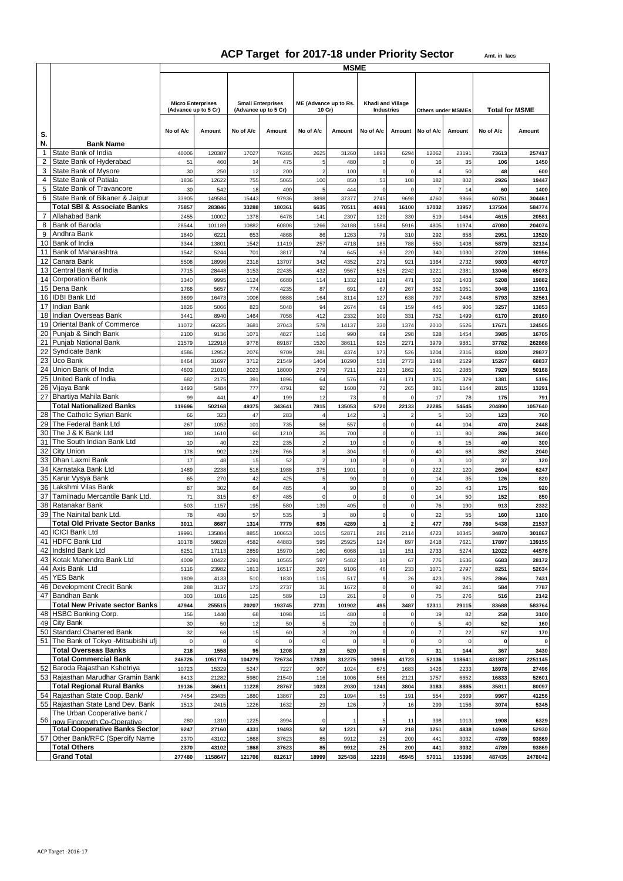# ACP Target for 2017-18 under Priority Sector

Amt. in lacs

| S. N. | Bank Name | MSME | | | | | | | | | | | |
|---|---|---|---|---|---|---|---|---|---|---|---|---|---|
| | | Micro Enterprises (Advance up to 5 Cr) | | Small Enterprises (Advance up to 5 Cr) | | ME (Advance up to Rs. 10 Cr) | | Khadi and Village Industries | | Others under MSMEs | | Total for MSME | |
| | | No of A/c | Amount | No of A/c | Amount | No of A/c | Amount | No of A/c | Amount | No of A/c | Amount | No of A/c | Amount |
| 1 | State Bank of India | 40006 | 120387 | 17027 | 76285 | 2625 | 31260 | 1893 | 6294 | 12062 | 23191 | **73613** | **257417** |
| 2 | State Bank of Hyderabad | 51 | 460 | 34 | 475 | 5 | 480 | 0 | 0 | 16 | 35 | **106** | **1450** |
| 3 | State Bank of Mysore | 30 | 250 | 12 | 200 | 2 | 100 | 0 | 0 | 4 | 50 | **48** | **600** |
| 4 | State Bank of Patiala | 1836 | 12622 | 755 | 5065 | 100 | 850 | 53 | 108 | 182 | 802 | **2926** | **19447** |
| 5 | State Bank of Travancore | 30 | 542 | 18 | 400 | 5 | 444 | 0 | 0 | 7 | 14 | **60** | **1400** |
| 6 | State Bank of Bikaner & Jaipur | 33905 | 149584 | 15443 | 97936 | 3898 | 37377 | 2745 | 9698 | 4760 | 9866 | **60751** | **304461** |
| | **Total SBI & Associate Banks** | **75857** | **283846** | **33288** | **180361** | **6635** | **70511** | **4691** | **16100** | **17032** | **33957** | **137504** | **584774** |
| 7 | Allahabad Bank | 2455 | 10002 | 1378 | 6478 | 141 | 2307 | 120 | 330 | 519 | 1464 | **4615** | **20581** |
| 8 | Bank of Baroda | 28544 | 101189 | 10882 | 60808 | 1266 | 24188 | 1584 | 5916 | 4805 | 11974 | **47080** | **204074** |
| 9 | Andhra Bank | 1840 | 6221 | 653 | 4868 | 86 | 1263 | 79 | 310 | 292 | 858 | **2951** | **13520** |
| 10 | Bank of India | 3344 | 13801 | 1542 | 11419 | 257 | 4718 | 185 | 788 | 550 | 1408 | **5879** | **32134** |
| 11 | Bank of Maharashtra | 1542 | 5244 | 701 | 3817 | 74 | 645 | 63 | 220 | 340 | 1030 | **2720** | **10956** |
| 12 | Canara Bank | 5508 | 18996 | 2318 | 13707 | 342 | 4352 | 271 | 921 | 1364 | 2732 | **9803** | **40707** |
| 13 | Central Bank of India | 7715 | 28448 | 3153 | 22435 | 432 | 9567 | 525 | 2242 | 1221 | 2381 | **13046** | **65073** |
| 14 | Corporation Bank | 3340 | 9995 | 1124 | 6680 | 114 | 1332 | 128 | 471 | 502 | 1403 | **5208** | **19882** |
| 15 | Dena Bank | 1768 | 5657 | 774 | 4235 | 87 | 691 | 67 | 267 | 352 | 1051 | **3048** | **11901** |
| 16 | IDBI Bank Ltd | 3699 | 16473 | 1006 | 9888 | 164 | 3114 | 127 | 638 | 797 | 2448 | **5793** | **32561** |
| 17 | Indian Bank | 1826 | 5066 | 823 | 5048 | 94 | 2674 | 69 | 159 | 445 | 906 | **3257** | **13853** |
| 18 | Indian Overseas Bank | 3441 | 8940 | 1464 | 7058 | 412 | 2332 | 100 | 331 | 752 | 1499 | **6170** | **20160** |
| 19 | Oriental Bank of Commerce | 11072 | 66325 | 3681 | 37043 | 578 | 14137 | 330 | 1374 | 2010 | 5626 | **17671** | **124505** |
| 20 | Punjab & Sindh Bank | 2100 | 9136 | 1071 | 4827 | 116 | 990 | 69 | 298 | 628 | 1454 | **3985** | **16705** |
| 21 | Punjab National Bank | 21579 | 122918 | 9778 | 89187 | 1520 | 38611 | 925 | 2271 | 3979 | 9881 | **37782** | **262868** |
| 22 | Syndicate Bank | 4586 | 12952 | 2076 | 9709 | 281 | 4374 | 173 | 526 | 1204 | 2316 | **8320** | **29877** |
| 23 | Uco Bank | 8464 | 31697 | 3712 | 21549 | 1404 | 10290 | 538 | 2773 | 1148 | 2529 | **15267** | **68837** |
| 24 | Union Bank of India | 4603 | 21010 | 2023 | 18000 | 279 | 7211 | 223 | 1862 | 801 | 2085 | **7929** | **50168** |
| 25 | United Bank of India | 682 | 2175 | 391 | 1896 | 64 | 576 | 68 | 171 | 175 | 379 | **1381** | **5196** |
| 26 | Vijaya Bank | 1493 | 5484 | 777 | 4791 | 92 | 1608 | 72 | 265 | 381 | 1144 | **2815** | **13291** |
| 27 | Bhartiya Mahila Bank | 99 | 441 | 47 | 199 | 12 | 73 | 0 | 0 | 17 | 78 | **175** | **791** |
| | **Total Nationalized Banks** | **119696** | **502168** | **49375** | **343641** | **7815** | **135053** | **5720** | **22133** | **22285** | **54645** | **204890** | **1057640** |
| 28 | The Catholic Syrian Bank | 66 | 323 | 47 | 283 | 4 | 142 | 1 | 2 | 5 | 10 | **123** | **760** |
| 29 | The Federal Bank Ltd | 267 | 1052 | 101 | 735 | 58 | 557 | 0 | 0 | 44 | 104 | **470** | **2448** |
| 30 | The J & K Bank Ltd | 180 | 1610 | 60 | 1210 | 35 | 700 | 0 | 0 | 11 | 80 | **286** | **3600** |
| 31 | The South Indian Bank Ltd | 10 | 40 | 22 | 235 | 2 | 10 | 0 | 0 | 6 | 15 | **40** | **300** |
| 32 | City Union | 178 | 902 | 126 | 766 | 8 | 304 | 0 | 0 | 40 | 68 | **352** | **2040** |
| 33 | Dhan Laxmi Bank | 17 | 48 | 15 | 52 | 2 | 10 | 0 | 0 | 3 | 10 | **37** | **120** |
| 34 | Karnataka Bank Ltd | 1489 | 2238 | 518 | 1988 | 375 | 1901 | 0 | 0 | 222 | 120 | **2604** | **6247** |
| 35 | Karur Vysya Bank | 65 | 270 | 42 | 425 | 5 | 90 | 0 | 0 | 14 | 35 | **126** | **820** |
| 36 | Lakshmi Vilas Bank | 87 | 302 | 64 | 485 | 4 | 90 | 0 | 0 | 20 | 43 | **175** | **920** |
| 37 | Tamilnadu Mercantile Bank Ltd. | 71 | 315 | 67 | 485 | 0 | 0 | 0 | 0 | 14 | 50 | **152** | **850** |
| 38 | Ratanakar Bank | 503 | 1157 | 195 | 580 | 139 | 405 | 0 | 0 | 76 | 190 | **913** | **2332** |
| 39 | The Nainital bank Ltd. | 78 | 430 | 57 | 535 | 3 | 80 | 0 | 0 | 22 | 55 | **160** | **1100** |
| | **Total Old Private Sector Banks** | **3011** | **8687** | **1314** | **7779** | **635** | **4289** | **1** | **2** | **477** | **780** | **5438** | **21537** |
| 40 | ICICI Bank Ltd | 19991 | 135884 | 8855 | 100653 | 1015 | 52871 | 286 | 2114 | 4723 | 10345 | **34870** | **301867** |
| 41 | HDFC Bank Ltd | 10178 | 59828 | 4582 | 44883 | 595 | 25925 | 124 | 897 | 2418 | 7621 | **17897** | **139155** |
| 42 | IndsInd Bank Ltd | 6251 | 17113 | 2859 | 15970 | 160 | 6068 | 19 | 151 | 2733 | 5274 | **12022** | **44576** |
| 43 | Kotak Mahendra Bank Ltd | 4009 | 10422 | 1291 | 10565 | 597 | 5482 | 10 | 67 | 776 | 1636 | **6683** | **28172** |
| 44 | Axis Bank Ltd | 5116 | 23982 | 1813 | 16517 | 205 | 9106 | 46 | 233 | 1071 | 2797 | **8251** | **52634** |
| 45 | YES Bank | 1809 | 4133 | 510 | 1830 | 115 | 517 | 9 | 26 | 423 | 925 | **2866** | **7431** |
| 46 | Development Credit Bank | 288 | 3137 | 173 | 2737 | 31 | 1672 | 0 | 0 | 92 | 241 | **584** | **7787** |
| 47 | Bandhan Bank | 303 | 1016 | 125 | 589 | 13 | 261 | 0 | 0 | 75 | 276 | **516** | **2142** |
| | **Total New Private sector Banks** | **47944** | **255515** | **20207** | **193745** | **2731** | **101902** | **495** | **3487** | **12311** | **29115** | **83688** | **583764** |
| 48 | HSBC Banking Corp. | 156 | 1440 | 68 | 1098 | 15 | 480 | 0 | 0 | 19 | 82 | **258** | **3100** |
| 49 | City Bank | 30 | 50 | 12 | 50 | 5 | 20 | 0 | 0 | 5 | 40 | **52** | **160** |
| 50 | Standard Chartered Bank | 32 | 68 | 15 | 60 | 3 | 20 | 0 | 0 | 7 | 22 | **57** | **170** |
| 51 | The Bank of Tokyo -Mitsubishi ufj | 0 | 0 | 0 | 0 | 0 | 0 | 0 | 0 | 0 | 0 | **0** | **0** |
| | **Total Overseas Banks** | **218** | **1558** | **95** | **1208** | **23** | **520** | **0** | **0** | **31** | **144** | **367** | **3430** |
| | **Total Commercial Bank** | **246726** | **1051774** | **104279** | **726734** | **17839** | **312275** | **10906** | **41723** | **52136** | **118641** | **431887** | **2251145** |
| 52 | Baroda Rajasthan Kshetriya | 10723 | 15329 | 5247 | 7227 | 907 | 1024 | 675 | 1683 | 1426 | 2233 | **18978** | **27496** |
| 53 | Rajasthan Marudhar Gramin Bank | 8413 | 21282 | 5980 | 21540 | 116 | 1006 | 566 | 2121 | 1757 | 6652 | **16833** | **52601** |
| | **Total Regional Rural Banks** | **19136** | **36611** | **11228** | **28767** | **1023** | **2030** | **1241** | **3804** | **3183** | **8885** | **35811** | **80097** |
| 54 | Rajasthan State Coop. Bank/ | 7454 | 23435 | 1880 | 13867 | 23 | 1094 | 55 | 191 | 554 | 2669 | **9967** | **41256** |
| 55 | Rajasthan State Land Dev. Bank | 1513 | 2415 | 1226 | 1632 | 29 | 126 | 7 | 16 | 299 | 1156 | **3074** | **5345** |
| 56 | The Urban Cooperative bank / now Fingrowth Co-Operative | 280 | 1310 | 1225 | 3994 | 0 | 1 | 5 | 11 | 398 | 1013 | **1908** | **6329** |
| | **Total Cooperative Banks Sector** | **9247** | **27160** | **4331** | **19493** | **52** | **1221** | **67** | **218** | **1251** | **4838** | **14949** | **52930** |
| 57 | Other Bank/RFC (Specify Name | 2370 | 43102 | 1868 | 37623 | 85 | 9912 | 25 | 200 | 441 | 3032 | **4789** | **93869** |
| | **Total Others** | **2370** | **43102** | **1868** | **37623** | **85** | **9912** | **25** | **200** | **441** | **3032** | **4789** | **93869** |
| | **Grand Total** | **277480** | **1158647** | **121706** | **812617** | **18999** | **325438** | **12239** | **45945** | **57011** | **135396** | **487435** | **2478042** |

ACP Target -2016-17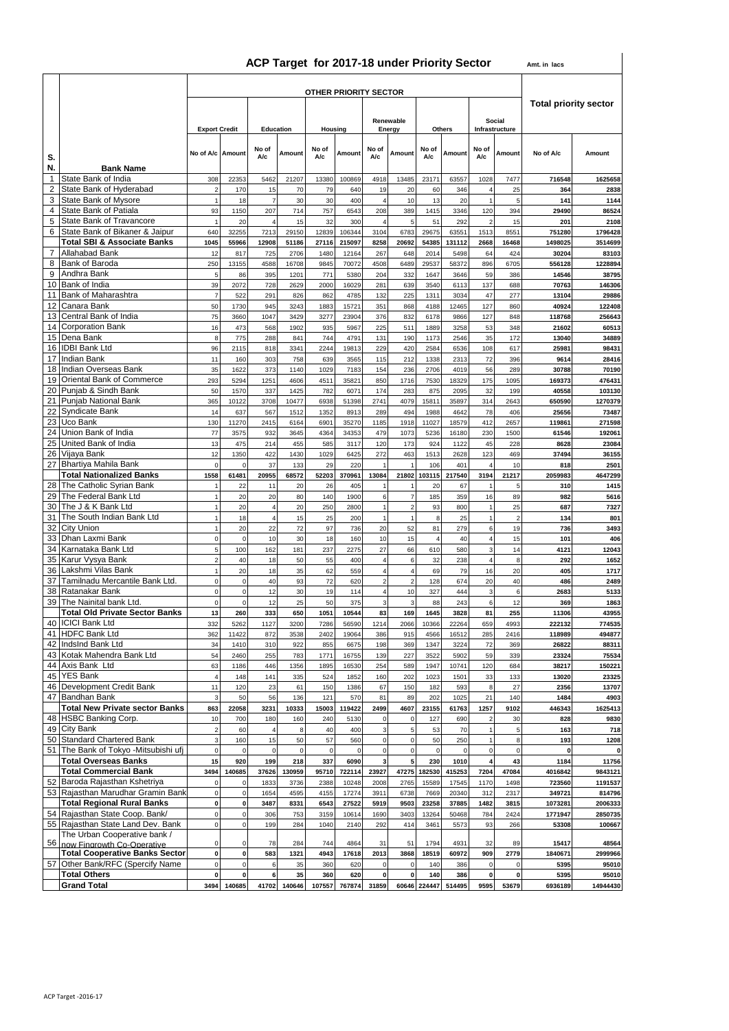# ACP Target for 2017-18 under Priority Sector

Amt. in lacs

| S. N. | Bank Name | OTHER PRIORITY SECTOR | | | | | | | | | | | | Total priority sector | |
|---|---|---|---|---|---|---|---|---|---|---|---|---|---|---|---|
| | | Export Credit | | Education | | Housing | | Renewable Energy | | Others | | Social Infrastructure | | | |
| | | No of A/c | Amount | No of A/c | Amount | No of A/c | Amount | No of A/c | Amount | No of A/c | Amount | No of A/c | Amount | No of A/c | Amount |
| 1 | State Bank of India | 308 | 22353 | 5462 | 21207 | 13380 | 100869 | 4918 | 13485 | 23171 | 63557 | 1028 | 7477 | 716548 | 1625658 |
| 2 | State Bank of Hyderabad | 2 | 170 | 15 | 70 | 79 | 640 | 19 | 20 | 60 | 346 | 4 | 25 | 364 | 2838 |
| 3 | State Bank of Mysore | 1 | 18 | 7 | 30 | 30 | 400 | 4 | 10 | 13 | 20 | 1 | 5 | 141 | 1144 |
| 4 | State Bank of Patiala | 93 | 1150 | 207 | 714 | 757 | 6543 | 208 | 389 | 1415 | 3346 | 120 | 394 | 29490 | 86524 |
| 5 | State Bank of Travancore | 1 | 20 | 4 | 15 | 32 | 300 | 4 | 5 | 51 | 292 | 2 | 15 | 201 | 2108 |
| 6 | State Bank of Bikaner & Jaipur | 640 | 32255 | 7213 | 29150 | 12839 | 106344 | 3104 | 6783 | 29675 | 63551 | 1513 | 8551 | 751280 | 1796428 |
| | **Total SBI & Associate Banks** | 1045 | 55966 | 12908 | 51186 | 27116 | 215097 | 8258 | 20692 | 54385 | 131112 | 2668 | 16468 | 1498025 | 3514699 |
| 7 | Allahabad Bank | 12 | 817 | 725 | 2706 | 1480 | 12164 | 267 | 648 | 2014 | 5498 | 64 | 424 | 30204 | 83103 |
| 8 | Bank of Baroda | 250 | 13155 | 4588 | 16708 | 9845 | 70072 | 4508 | 6489 | 29537 | 58372 | 896 | 6705 | 556128 | 1228894 |
| 9 | Andhra Bank | 5 | 86 | 395 | 1201 | 771 | 5380 | 204 | 332 | 1647 | 3646 | 59 | 386 | 14546 | 38795 |
| 10 | Bank of India | 39 | 2072 | 728 | 2629 | 2000 | 16029 | 281 | 639 | 3540 | 6113 | 137 | 688 | 70763 | 146306 |
| 11 | Bank of Maharashtra | 7 | 522 | 291 | 826 | 862 | 4785 | 132 | 225 | 1311 | 3034 | 47 | 277 | 13104 | 29886 |
| 12 | Canara Bank | 50 | 1730 | 945 | 3243 | 1883 | 15721 | 351 | 868 | 4188 | 12465 | 127 | 860 | 40924 | 122408 |
| 13 | Central Bank of India | 75 | 3660 | 1047 | 3429 | 3277 | 23904 | 376 | 832 | 6178 | 9866 | 127 | 848 | 118768 | 256643 |
| 14 | Corporation Bank | 16 | 473 | 568 | 1902 | 935 | 5967 | 225 | 511 | 1889 | 3258 | 53 | 348 | 21602 | 60513 |
| 15 | Dena Bank | 8 | 775 | 288 | 841 | 744 | 4791 | 131 | 190 | 1173 | 2546 | 35 | 172 | 13040 | 34889 |
| 16 | IDBI Bank Ltd | 96 | 2115 | 818 | 3341 | 2244 | 19813 | 229 | 420 | 2584 | 6536 | 108 | 617 | 25981 | 98431 |
| 17 | Indian Bank | 11 | 160 | 303 | 758 | 639 | 3565 | 115 | 212 | 1338 | 2313 | 72 | 396 | 9614 | 28416 |
| 18 | Indian Overseas Bank | 35 | 1622 | 373 | 1140 | 1029 | 7183 | 154 | 236 | 2706 | 4019 | 56 | 289 | 30788 | 70190 |
| 19 | Oriental Bank of Commerce | 293 | 5294 | 1251 | 4606 | 4511 | 35821 | 850 | 1716 | 7530 | 18329 | 175 | 1095 | 169373 | 476431 |
| 20 | Punjab & Sindh Bank | 50 | 1570 | 337 | 1425 | 782 | 6071 | 174 | 283 | 875 | 2095 | 32 | 199 | 40558 | 103130 |
| 21 | Punjab National Bank | 365 | 10122 | 3708 | 10477 | 6938 | 51398 | 2741 | 4079 | 15811 | 35897 | 314 | 2643 | 650590 | 1270379 |
| 22 | Syndicate Bank | 14 | 637 | 567 | 1512 | 1352 | 8913 | 289 | 494 | 1988 | 4642 | 78 | 406 | 25656 | 73487 |
| 23 | Uco Bank | 130 | 11270 | 2415 | 6164 | 6901 | 35270 | 1185 | 1918 | 11027 | 18579 | 412 | 2657 | 119861 | 271598 |
| 24 | Union Bank of India | 77 | 3575 | 932 | 3645 | 4364 | 34353 | 479 | 1073 | 5236 | 16180 | 230 | 1500 | 61546 | 192061 |
| 25 | United Bank of India | 13 | 475 | 214 | 455 | 585 | 3117 | 120 | 173 | 924 | 1122 | 45 | 228 | 8628 | 23084 |
| 26 | Vijaya Bank | 12 | 1350 | 422 | 1430 | 1029 | 6425 | 272 | 463 | 1513 | 2628 | 123 | 469 | 37494 | 36155 |
| 27 | Bhartiya Mahila Bank | 0 | 0 | 37 | 133 | 29 | 220 | 1 | 1 | 106 | 401 | 4 | 10 | 818 | 2501 |
| | **Total Nationalized Banks** | 1558 | 61481 | 20955 | 68572 | 52203 | 370961 | 13084 | 21802 | 103115 | 217540 | 3194 | 21217 | 2059983 | 4647299 |
| 28 | The Catholic Syrian Bank | 1 | 22 | 11 | 20 | 26 | 405 | 1 | 1 | 20 | 67 | 1 | 5 | 310 | 1415 |
| 29 | The Federal Bank Ltd | 1 | 20 | 20 | 80 | 140 | 1900 | 6 | 7 | 185 | 359 | 16 | 89 | 982 | 5616 |
| 30 | The J & K Bank Ltd | 1 | 20 | 4 | 20 | 250 | 2800 | 1 | 2 | 93 | 800 | 1 | 25 | 687 | 7327 |
| 31 | The South Indian Bank Ltd | 1 | 18 | 4 | 15 | 25 | 200 | 1 | 1 | 8 | 25 | 1 | 2 | 134 | 801 |
| 32 | City Union | 1 | 20 | 22 | 72 | 97 | 736 | 20 | 52 | 81 | 279 | 6 | 19 | 736 | 3493 |
| 33 | Dhan Laxmi Bank | 0 | 0 | 10 | 30 | 18 | 160 | 10 | 15 | 4 | 40 | 4 | 15 | 101 | 406 |
| 34 | Karnataka Bank Ltd | 5 | 100 | 162 | 181 | 237 | 2275 | 27 | 66 | 610 | 580 | 3 | 14 | 4121 | 12043 |
| 35 | Karur Vysya Bank | 2 | 40 | 18 | 50 | 55 | 400 | 4 | 6 | 32 | 238 | 4 | 8 | 292 | 1652 |
| 36 | Lakshmi Vilas Bank | 1 | 20 | 18 | 35 | 62 | 559 | 4 | 4 | 69 | 79 | 16 | 20 | 405 | 1717 |
| 37 | Tamilnadu Mercantile Bank Ltd. | 0 | 0 | 40 | 93 | 72 | 620 | 2 | 2 | 128 | 674 | 20 | 40 | 486 | 2489 |
| 38 | Ratanakar Bank | 0 | 0 | 12 | 30 | 19 | 114 | 4 | 10 | 327 | 444 | 3 | 6 | 2683 | 5133 |
| 39 | The Nainital bank Ltd. | 0 | 0 | 12 | 25 | 50 | 375 | 3 | 3 | 88 | 243 | 6 | 12 | 369 | 1863 |
| | **Total Old Private Sector Banks** | 13 | 260 | 333 | 650 | 1051 | 10544 | 83 | 169 | 1645 | 3828 | 81 | 255 | 11306 | 43955 |
| 40 | ICICI Bank Ltd | 332 | 5262 | 1127 | 3200 | 7286 | 56590 | 1214 | 2066 | 10366 | 22264 | 659 | 4993 | 222132 | 774535 |
| 41 | HDFC Bank Ltd | 362 | 11422 | 872 | 3538 | 2402 | 19064 | 386 | 915 | 4566 | 16512 | 285 | 2416 | 118989 | 494877 |
| 42 | IndsInd Bank Ltd | 34 | 1410 | 310 | 922 | 855 | 6675 | 198 | 369 | 1347 | 3224 | 72 | 369 | 26822 | 88311 |
| 43 | Kotak Mahendra Bank Ltd | 54 | 2460 | 255 | 783 | 1771 | 16755 | 139 | 227 | 3522 | 5902 | 59 | 339 | 23324 | 75534 |
| 44 | Axis Bank Ltd | 63 | 1186 | 446 | 1356 | 1895 | 16530 | 254 | 589 | 1947 | 10741 | 120 | 684 | 38217 | 150221 |
| 45 | YES Bank | 4 | 148 | 141 | 335 | 524 | 1852 | 160 | 202 | 1023 | 1501 | 33 | 133 | 13020 | 23325 |
| 46 | Development Credit Bank | 11 | 120 | 23 | 61 | 150 | 1386 | 67 | 150 | 182 | 593 | 8 | 27 | 2356 | 13707 |
| 47 | Bandhan Bank | 3 | 50 | 56 | 136 | 121 | 570 | 81 | 89 | 202 | 1025 | 21 | 140 | 1484 | 4903 |
| | **Total New Private sector Banks** | 863 | 22058 | 3231 | 10333 | 15003 | 119422 | 2499 | 4607 | 23155 | 61763 | 1257 | 9102 | 446343 | 1625413 |
| 48 | HSBC Banking Corp. | 10 | 700 | 180 | 160 | 240 | 5130 | 0 | 0 | 127 | 690 | 2 | 30 | 828 | 9830 |
| 49 | City Bank | 2 | 60 | 4 | 8 | 40 | 400 | 3 | 5 | 53 | 70 | 1 | 5 | 163 | 718 |
| 50 | Standard Chartered Bank | 3 | 160 | 15 | 50 | 57 | 560 | 0 | 0 | 50 | 250 | 1 | 8 | 193 | 1208 |
| 51 | The Bank of Tokyo -Mitsubishi ufj | 0 | 0 | 0 | 0 | 0 | 0 | 0 | 0 | 0 | 0 | 0 | 0 | 0 | 0 |
| | **Total Overseas Banks** | 15 | 920 | 199 | 218 | 337 | 6090 | 3 | 5 | 230 | 1010 | 4 | 43 | 1184 | 11756 |
| | **Total Commercial Bank** | 3494 | 140685 | 37626 | 130959 | 95710 | 722114 | 23927 | 47275 | 182530 | 415253 | 7204 | 47084 | 4016842 | 9843121 |
| 52 | Baroda Rajasthan Kshetriya | 0 | 0 | 1833 | 3736 | 2388 | 10248 | 2008 | 2765 | 15589 | 17545 | 1170 | 1498 | 723560 | 1191537 |
| 53 | Rajasthan Marudhar Gramin Bank | 0 | 0 | 1654 | 4595 | 4155 | 17274 | 3911 | 6738 | 7669 | 20340 | 312 | 2317 | 349721 | 814796 |
| | **Total Regional Rural Banks** | 0 | 0 | 3487 | 8331 | 6543 | 27522 | 5919 | 9503 | 23258 | 37885 | 1482 | 3815 | 1073281 | 2006333 |
| 54 | Rajasthan State Coop. Bank/ | 0 | 0 | 306 | 753 | 3159 | 10614 | 1690 | 3403 | 13264 | 50468 | 784 | 2424 | 1771947 | 2850735 |
| 55 | Rajasthan State Land Dev. Bank | 0 | 0 | 199 | 284 | 1040 | 2140 | 292 | 414 | 3461 | 5573 | 93 | 266 | 53308 | 100667 |
| 56 | The Urban Cooperative bank / now Fingrowth Co-Operative | 0 | 0 | 78 | 284 | 744 | 4864 | 31 | 51 | 1794 | 4931 | 32 | 89 | 15417 | 48564 |
| | **Total Cooperative Banks Sector** | 0 | 0 | 583 | 1321 | 4943 | 17618 | 2013 | 3868 | 18519 | 60972 | 909 | 2779 | 1840671 | 2999966 |
| 57 | Other Bank/RFC (Specify Name | 0 | 0 | 6 | 35 | 360 | 620 | 0 | 0 | 140 | 386 | 0 | 0 | 5395 | 95010 |
| | **Total Others** | 0 | 0 | 6 | 35 | 360 | 620 | 0 | 0 | 140 | 386 | 0 | 0 | 5395 | 95010 |
| | **Grand Total** | 3494 | 140685 | 41702 | 140646 | 107557 | 767874 | 31859 | 60646 | 224447 | 514495 | 9595 | 53679 | 6936189 | 14944430 |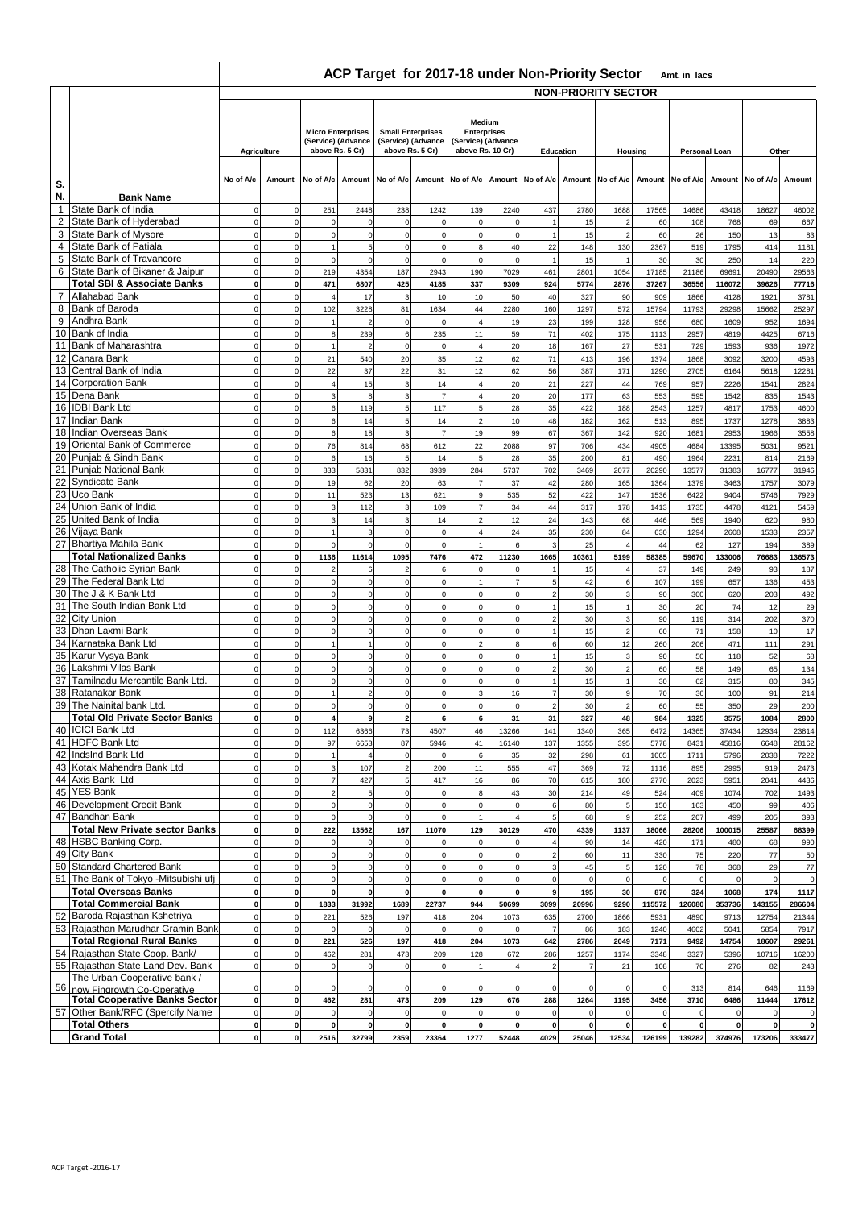# ACP Target for 2017-18 under Non-Priority Sector

Amt. in lacs

| S. N. | Bank Name | NON-PRIORITY SECTOR | | | | | | | | | | | | | | | |
|---|---|---|---|---|---|---|---|---|---|---|---|---|---|---|---|---|---|
| | | Agriculture | | Micro Enterprises (Service) (Advance above Rs. 5 Cr) | | Small Enterprises (Service) (Advance above Rs. 5 Cr) | | Medium Enterprises (Service) (Advance above Rs. 10 Cr) | | Education | | Housing | | Personal Loan | | Other | |
| | | No of A/c | Amount | No of A/c | Amount | No of A/c | Amount | No of A/c | Amount | No of A/c | Amount | No of A/c | Amount | No of A/c | Amount | No of A/c | Amount |
| 1 | State Bank of India | 0 | 0 | 251 | 2448 | 238 | 1242 | 139 | 2240 | 437 | 2780 | 1688 | 17565 | 14686 | 43418 | 18627 | 46002 |
| 2 | State Bank of Hyderabad | 0 | 0 | 0 | 0 | 0 | 0 | 0 | 0 | 1 | 15 | 2 | 60 | 108 | 768 | 69 | 667 |
| 3 | State Bank of Mysore | 0 | 0 | 0 | 0 | 0 | 0 | 0 | 0 | 1 | 15 | 2 | 60 | 26 | 150 | 13 | 83 |
| 4 | State Bank of Patiala | 0 | 0 | 1 | 5 | 0 | 0 | 8 | 40 | 22 | 148 | 130 | 2367 | 519 | 1795 | 414 | 1181 |
| 5 | State Bank of Travancore | 0 | 0 | 0 | 0 | 0 | 0 | 0 | 0 | 1 | 15 | 1 | 30 | 30 | 250 | 14 | 220 |
| 6 | State Bank of Bikaner & Jaipur | 0 | 0 | 219 | 4354 | 187 | 2943 | 190 | 7029 | 461 | 2801 | 1054 | 17185 | 21186 | 69691 | 20490 | 29563 |
| | **Total SBI & Associate Banks** | **0** | **0** | **471** | **6807** | **425** | **4185** | **337** | **9309** | **924** | **5774** | **2876** | **37267** | **36556** | **116072** | **39626** | **77716** |
| 7 | Allahabad Bank | 0 | 0 | 4 | 17 | 3 | 10 | 10 | 50 | 40 | 327 | 90 | 909 | 1866 | 4128 | 1921 | 3781 |
| 8 | Bank of Baroda | 0 | 0 | 102 | 3228 | 81 | 1634 | 44 | 2280 | 160 | 1297 | 572 | 15794 | 11793 | 29298 | 15662 | 25297 |
| 9 | Andhra Bank | 0 | 0 | 1 | 2 | 0 | 0 | 4 | 19 | 23 | 199 | 128 | 956 | 680 | 1609 | 952 | 1694 |
| 10 | Bank of India | 0 | 0 | 8 | 239 | 6 | 235 | 11 | 59 | 71 | 402 | 175 | 1113 | 2957 | 4819 | 4425 | 6716 |
| 11 | Bank of Maharashtra | 0 | 0 | 1 | 2 | 0 | 0 | 4 | 20 | 18 | 167 | 27 | 531 | 729 | 1593 | 936 | 1972 |
| 12 | Canara Bank | 0 | 0 | 21 | 540 | 20 | 35 | 12 | 62 | 71 | 413 | 196 | 1374 | 1868 | 3092 | 3200 | 4593 |
| 13 | Central Bank of India | 0 | 0 | 22 | 37 | 22 | 31 | 12 | 62 | 56 | 387 | 171 | 1290 | 2705 | 6164 | 5618 | 12281 |
| 14 | Corporation Bank | 0 | 0 | 4 | 15 | 3 | 14 | 4 | 20 | 21 | 227 | 44 | 769 | 957 | 2226 | 1541 | 2824 |
| 15 | Dena Bank | 0 | 0 | 3 | 8 | 3 | 7 | 4 | 20 | 20 | 177 | 63 | 553 | 595 | 1542 | 835 | 1543 |
| 16 | IDBI Bank Ltd | 0 | 0 | 6 | 119 | 5 | 117 | 5 | 28 | 35 | 422 | 188 | 2543 | 1257 | 4817 | 1753 | 4600 |
| 17 | Indian Bank | 0 | 0 | 6 | 14 | 5 | 14 | 2 | 10 | 48 | 182 | 162 | 513 | 895 | 1737 | 1278 | 3883 |
| 18 | Indian Overseas Bank | 0 | 0 | 6 | 18 | 3 | 7 | 19 | 99 | 67 | 367 | 142 | 920 | 1681 | 2953 | 1966 | 3558 |
| 19 | Oriental Bank of Commerce | 0 | 0 | 76 | 814 | 68 | 612 | 22 | 2088 | 97 | 706 | 434 | 4905 | 4684 | 13395 | 5031 | 9521 |
| 20 | Punjab & Sindh Bank | 0 | 0 | 6 | 16 | 5 | 14 | 5 | 28 | 35 | 200 | 81 | 490 | 1964 | 2231 | 814 | 2169 |
| 21 | Punjab National Bank | 0 | 0 | 833 | 5831 | 832 | 3939 | 284 | 5737 | 702 | 3469 | 2077 | 20290 | 13577 | 31383 | 16777 | 31946 |
| 22 | Syndicate Bank | 0 | 0 | 19 | 62 | 20 | 63 | 7 | 37 | 42 | 280 | 165 | 1364 | 1379 | 3463 | 1757 | 3079 |
| 23 | Uco Bank | 0 | 0 | 11 | 523 | 13 | 621 | 9 | 535 | 52 | 422 | 147 | 1536 | 6422 | 9404 | 5746 | 7929 |
| 24 | Union Bank of India | 0 | 0 | 3 | 112 | 3 | 109 | 7 | 34 | 44 | 317 | 178 | 1413 | 1735 | 4478 | 4121 | 5459 |
| 25 | United Bank of India | 0 | 0 | 3 | 14 | 3 | 14 | 2 | 12 | 24 | 143 | 68 | 446 | 569 | 1940 | 620 | 980 |
| 26 | Vijaya Bank | 0 | 0 | 1 | 3 | 0 | 0 | 4 | 24 | 35 | 230 | 84 | 630 | 1294 | 2608 | 1533 | 2357 |
| 27 | Bhartiya Mahila Bank | 0 | 0 | 0 | 0 | 0 | 0 | 1 | 6 | 3 | 25 | 4 | 44 | 62 | 127 | 194 | 389 |
| | **Total Nationalized Banks** | **0** | **0** | **1136** | **11614** | **1095** | **7476** | **472** | **11230** | **1665** | **10361** | **5199** | **58385** | **59670** | **133006** | **76683** | **136573** |
| 28 | The Catholic Syrian Bank | 0 | 0 | 2 | 6 | 2 | 6 | 0 | 0 | 1 | 15 | 4 | 37 | 149 | 249 | 93 | 187 |
| 29 | The Federal Bank Ltd | 0 | 0 | 0 | 0 | 0 | 0 | 1 | 7 | 5 | 42 | 6 | 107 | 199 | 657 | 136 | 453 |
| 30 | The J & K Bank Ltd | 0 | 0 | 0 | 0 | 0 | 0 | 0 | 0 | 2 | 30 | 3 | 90 | 300 | 620 | 203 | 492 |
| 31 | The South Indian Bank Ltd | 0 | 0 | 0 | 0 | 0 | 0 | 0 | 0 | 1 | 15 | 1 | 30 | 20 | 74 | 12 | 29 |
| 32 | City Union | 0 | 0 | 0 | 0 | 0 | 0 | 0 | 0 | 2 | 30 | 3 | 90 | 119 | 314 | 202 | 370 |
| 33 | Dhan Laxmi Bank | 0 | 0 | 0 | 0 | 0 | 0 | 0 | 0 | 1 | 15 | 2 | 60 | 71 | 158 | 10 | 17 |
| 34 | Karnataka Bank Ltd | 0 | 0 | 1 | 1 | 0 | 0 | 2 | 8 | 6 | 60 | 12 | 260 | 206 | 471 | 111 | 291 |
| 35 | Karur Vysya Bank | 0 | 0 | 0 | 0 | 0 | 0 | 0 | 0 | 1 | 15 | 3 | 90 | 50 | 118 | 52 | 68 |
| 36 | Lakshmi Vilas Bank | 0 | 0 | 0 | 0 | 0 | 0 | 0 | 0 | 2 | 30 | 2 | 60 | 58 | 149 | 65 | 134 |
| 37 | Tamilnadu Mercantile Bank Ltd. | 0 | 0 | 0 | 0 | 0 | 0 | 0 | 0 | 1 | 15 | 1 | 30 | 62 | 315 | 80 | 345 |
| 38 | Ratanakar Bank | 0 | 0 | 1 | 2 | 0 | 0 | 3 | 16 | 7 | 30 | 9 | 70 | 36 | 100 | 91 | 214 |
| 39 | The Nainital bank Ltd. | 0 | 0 | 0 | 0 | 0 | 0 | 0 | 0 | 2 | 30 | 2 | 60 | 55 | 350 | 29 | 200 |
| | **Total Old Private Sector Banks** | **0** | **0** | **4** | **9** | **2** | **6** | **6** | **31** | **31** | **327** | **48** | **984** | **1325** | **3575** | **1084** | **2800** |
| 40 | ICICI Bank Ltd | 0 | 0 | 112 | 6366 | 73 | 4507 | 46 | 13266 | 141 | 1340 | 365 | 6472 | 14365 | 37434 | 12934 | 23814 |
| 41 | HDFC Bank Ltd | 0 | 0 | 97 | 6653 | 87 | 5946 | 41 | 16140 | 137 | 1355 | 395 | 5778 | 8431 | 45816 | 6648 | 28162 |
| 42 | IndsInd Bank Ltd | 0 | 0 | 1 | 4 | 0 | 0 | 6 | 35 | 32 | 298 | 61 | 1005 | 1711 | 5796 | 2038 | 7222 |
| 43 | Kotak Mahendra Bank Ltd | 0 | 0 | 3 | 107 | 2 | 200 | 11 | 555 | 47 | 369 | 72 | 1116 | 895 | 2995 | 919 | 2473 |
| 44 | Axis Bank Ltd | 0 | 0 | 7 | 427 | 5 | 417 | 16 | 86 | 70 | 615 | 180 | 2770 | 2023 | 5951 | 2041 | 4436 |
| 45 | YES Bank | 0 | 0 | 2 | 5 | 0 | 0 | 8 | 43 | 30 | 214 | 49 | 524 | 409 | 1074 | 702 | 1493 |
| 46 | Development Credit Bank | 0 | 0 | 0 | 0 | 0 | 0 | 0 | 0 | 6 | 80 | 5 | 150 | 163 | 450 | 99 | 406 |
| 47 | Bandhan Bank | 0 | 0 | 0 | 0 | 0 | 0 | 1 | 4 | 5 | 68 | 9 | 252 | 207 | 499 | 205 | 393 |
| | **Total New Private sector Banks** | **0** | **0** | **222** | **13562** | **167** | **11070** | **129** | **30129** | **470** | **4339** | **1137** | **18066** | **28206** | **100015** | **25587** | **68399** |
| 48 | HSBC Banking Corp. | 0 | 0 | 0 | 0 | 0 | 0 | 0 | 0 | 4 | 90 | 14 | 420 | 171 | 480 | 68 | 990 |
| 49 | City Bank | 0 | 0 | 0 | 0 | 0 | 0 | 0 | 0 | 2 | 60 | 11 | 330 | 75 | 220 | 77 | 50 |
| 50 | Standard Chartered Bank | 0 | 0 | 0 | 0 | 0 | 0 | 0 | 0 | 3 | 45 | 5 | 120 | 78 | 368 | 29 | 77 |
| 51 | The Bank of Tokyo -Mitsubishi ufj | 0 | 0 | 0 | 0 | 0 | 0 | 0 | 0 | 0 | 0 | 0 | 0 | 0 | 0 | 0 | 0 |
| | **Total Overseas Banks** | **0** | **0** | **0** | **0** | **0** | **0** | **0** | **0** | **9** | **195** | **30** | **870** | **324** | **1068** | **174** | **1117** |
| | **Total Commercial Bank** | **0** | **0** | **1833** | **31992** | **1689** | **22737** | **944** | **50699** | **3099** | **20996** | **9290** | **115572** | **126080** | **353736** | **143155** | **286604** |
| 52 | Baroda Rajasthan Kshetriya | 0 | 0 | 221 | 526 | 197 | 418 | 204 | 1073 | 635 | 2700 | 1866 | 5931 | 4890 | 9713 | 12754 | 21344 |
| 53 | Rajasthan Marudhar Gramin Bank | 0 | 0 | 0 | 0 | 0 | 0 | 0 | 0 | 7 | 86 | 183 | 1240 | 4602 | 5041 | 5854 | 7917 |
| | **Total Regional Rural Banks** | **0** | **0** | **221** | **526** | **197** | **418** | **204** | **1073** | **642** | **2786** | **2049** | **7171** | **9492** | **14754** | **18607** | **29261** |
| 54 | Rajasthan State Coop. Bank/ | 0 | 0 | 462 | 281 | 473 | 209 | 128 | 672 | 286 | 1257 | 1174 | 3348 | 3327 | 5396 | 10716 | 16200 |
| 55 | Rajasthan State Land Dev. Bank | 0 | 0 | 0 | 0 | 0 | 0 | 1 | 4 | 2 | 7 | 21 | 108 | 70 | 276 | 82 | 243 |
| 56 | The Urban Cooperative bank / now Fingrowth Co-Operative | 0 | 0 | 0 | 0 | 0 | 0 | 0 | 0 | 0 | 0 | 0 | 0 | 313 | 814 | 646 | 1169 |
| | **Total Cooperative Banks Sector** | **0** | **0** | **462** | **281** | **473** | **209** | **129** | **676** | **288** | **1264** | **1195** | **3456** | **3710** | **6486** | **11444** | **17612** |
| 57 | Other Bank/RFC (Specify Name | 0 | 0 | 0 | 0 | 0 | 0 | 0 | 0 | 0 | 0 | 0 | 0 | 0 | 0 | 0 | 0 |
| | **Total Others** | **0** | **0** | **0** | **0** | **0** | **0** | **0** | **0** | **0** | **0** | **0** | **0** | **0** | **0** | **0** | **0** |
| | **Grand Total** | **0** | **0** | **2516** | **32799** | **2359** | **23364** | **1277** | **52448** | **4029** | **25046** | **12534** | **126199** | **139282** | **374976** | **173206** | **333477** |

ACP Target -2016-17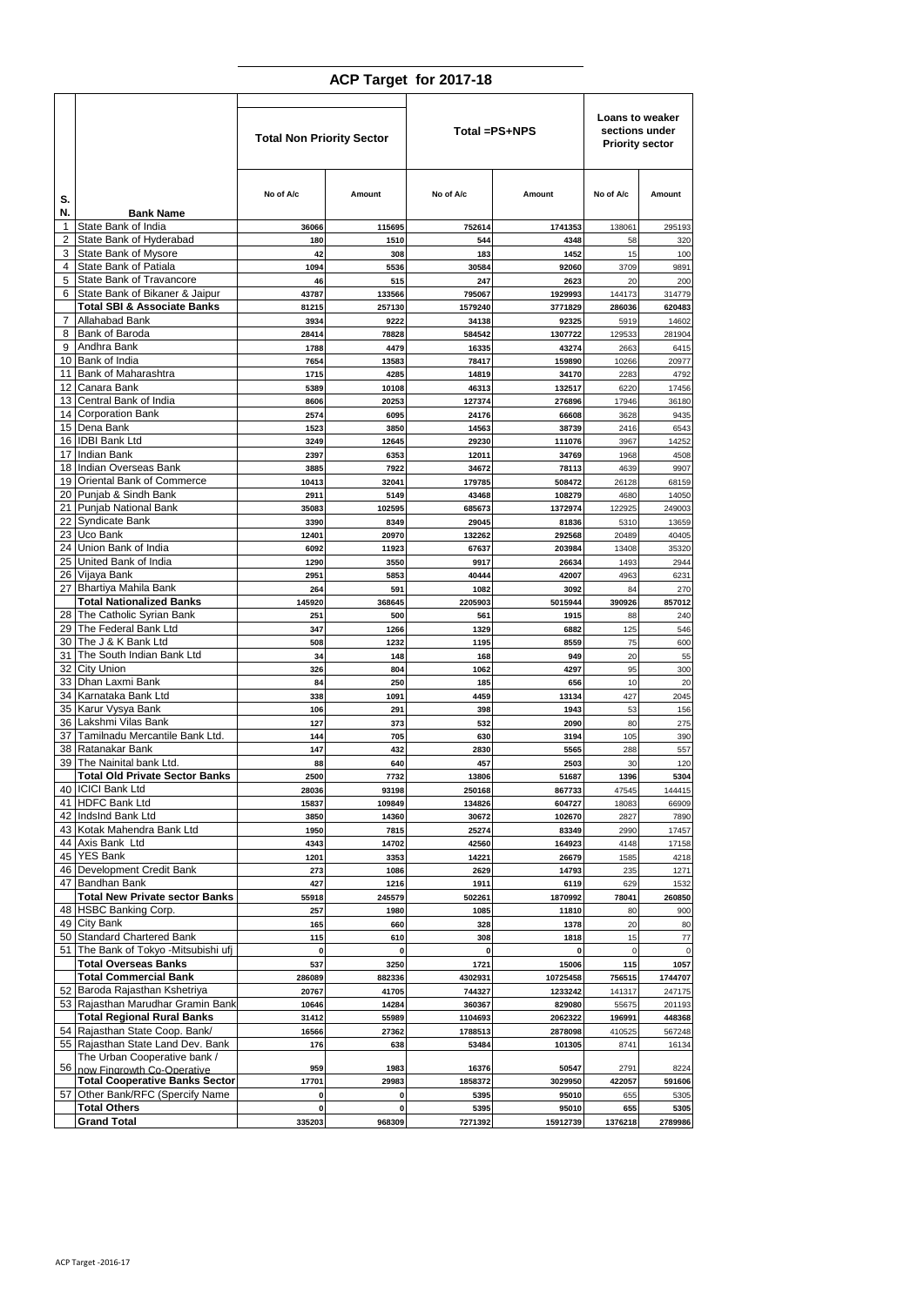# ACP Target for 2017-18

| S. N. | Bank Name | Total Non Priority Sector | | Total =PS+NPS | | Loans to weaker sections under Priority sector | |
|---|---|---|---|---|---|---|---|
| | | No of A/c | Amount | No of A/c | Amount | No of A/c | Amount |
| 1 | State Bank of India | 36066 | 115695 | 752614 | 1741353 | 138061 | 295193 |
| 2 | State Bank of Hyderabad | 180 | 1510 | 544 | 4348 | 58 | 320 |
| 3 | State Bank of Mysore | 42 | 308 | 183 | 1452 | 15 | 100 |
| 4 | State Bank of Patiala | 1094 | 5536 | 30584 | 92060 | 3709 | 9891 |
| 5 | State Bank of Travancore | 46 | 515 | 247 | 2623 | 20 | 200 |
| 6 | State Bank of Bikaner & Jaipur | 43787 | 133566 | 795067 | 1929993 | 144173 | 314779 |
| | **Total SBI & Associate Banks** | 81215 | 257130 | 1579240 | 3771829 | 286036 | 620483 |
| 7 | Allahabad Bank | 3934 | 9222 | 34138 | 92325 | 5919 | 14602 |
| 8 | Bank of Baroda | 28414 | 78828 | 584542 | 1307722 | 129533 | 281904 |
| 9 | Andhra Bank | 1788 | 4479 | 16335 | 43274 | 2663 | 6415 |
| 10 | Bank of India | 7654 | 13583 | 78417 | 159890 | 10266 | 20977 |
| 11 | Bank of Maharashtra | 1715 | 4285 | 14819 | 34170 | 2283 | 4792 |
| 12 | Canara Bank | 5389 | 10108 | 46313 | 132517 | 6220 | 17456 |
| 13 | Central Bank of India | 8606 | 20253 | 127374 | 276896 | 17946 | 36180 |
| 14 | Corporation Bank | 2574 | 6095 | 24176 | 66608 | 3628 | 9435 |
| 15 | Dena Bank | 1523 | 3850 | 14563 | 38739 | 2416 | 6543 |
| 16 | IDBI Bank Ltd | 3249 | 12645 | 29230 | 111076 | 3967 | 14252 |
| 17 | Indian Bank | 2397 | 6353 | 12011 | 34769 | 1968 | 4508 |
| 18 | Indian Overseas Bank | 3885 | 7922 | 34672 | 78113 | 4639 | 9907 |
| 19 | Oriental Bank of Commerce | 10413 | 32041 | 179785 | 508472 | 26128 | 68159 |
| 20 | Punjab & Sindh Bank | 2911 | 5149 | 43468 | 108279 | 4680 | 14050 |
| 21 | Punjab National Bank | 35083 | 102595 | 685673 | 1372974 | 122925 | 249003 |
| 22 | Syndicate Bank | 3390 | 8349 | 29045 | 81836 | 5310 | 13659 |
| 23 | Uco Bank | 12401 | 20970 | 132262 | 292568 | 20489 | 40405 |
| 24 | Union Bank of India | 6092 | 11923 | 67637 | 203984 | 13408 | 35320 |
| 25 | United Bank of India | 1290 | 3550 | 9917 | 26634 | 1493 | 2944 |
| 26 | Vijaya Bank | 2951 | 5853 | 40444 | 42007 | 4963 | 6231 |
| 27 | Bhartiya Mahila Bank | 264 | 591 | 1082 | 3092 | 84 | 270 |
| | **Total Nationalized Banks** | 145920 | 368645 | 2205903 | 5015944 | 390926 | 857012 |
| 28 | The Catholic Syrian Bank | 251 | 500 | 561 | 1915 | 88 | 240 |
| 29 | The Federal Bank Ltd | 347 | 1266 | 1329 | 6882 | 125 | 546 |
| 30 | The J & K Bank Ltd | 508 | 1232 | 1195 | 8559 | 75 | 600 |
| 31 | The South Indian Bank Ltd | 34 | 148 | 168 | 949 | 20 | 55 |
| 32 | City Union | 326 | 804 | 1062 | 4297 | 95 | 300 |
| 33 | Dhan Laxmi Bank | 84 | 250 | 185 | 656 | 10 | 20 |
| 34 | Karnataka Bank Ltd | 338 | 1091 | 4459 | 13134 | 427 | 2045 |
| 35 | Karur Vysya Bank | 106 | 291 | 398 | 1943 | 53 | 156 |
| 36 | Lakshmi Vilas Bank | 127 | 373 | 532 | 2090 | 80 | 275 |
| 37 | Tamilnadu Mercantile Bank Ltd. | 144 | 705 | 630 | 3194 | 105 | 390 |
| 38 | Ratanakar Bank | 147 | 432 | 2830 | 5565 | 288 | 557 |
| 39 | The Nainital bank Ltd. | 88 | 640 | 457 | 2503 | 30 | 120 |
| | **Total Old Private Sector Banks** | 2500 | 7732 | 13806 | 51687 | 1396 | 5304 |
| 40 | ICICI Bank Ltd | 28036 | 93198 | 250168 | 867733 | 47545 | 144415 |
| 41 | HDFC Bank Ltd | 15837 | 109849 | 134826 | 604727 | 18083 | 66909 |
| 42 | IndsInd Bank Ltd | 3850 | 14360 | 30672 | 102670 | 2827 | 7890 |
| 43 | Kotak Mahendra Bank Ltd | 1950 | 7815 | 25274 | 83349 | 2990 | 17457 |
| 44 | Axis Bank Ltd | 4343 | 14702 | 42560 | 164923 | 4148 | 17158 |
| 45 | YES Bank | 1201 | 3353 | 14221 | 26679 | 1585 | 4218 |
| 46 | Development Credit Bank | 273 | 1086 | 2629 | 14793 | 235 | 1271 |
| 47 | Bandhan Bank | 427 | 1216 | 1911 | 6119 | 629 | 1532 |
| | **Total New Private sector Banks** | 55918 | 245579 | 502261 | 1870992 | 78041 | 260850 |
| 48 | HSBC Banking Corp. | 257 | 1980 | 1085 | 11810 | 80 | 900 |
| 49 | City Bank | 165 | 660 | 328 | 1378 | 20 | 80 |
| 50 | Standard Chartered Bank | 115 | 610 | 308 | 1818 | 15 | 77 |
| 51 | The Bank of Tokyo -Mitsubishi ufj | 0 | 0 | 0 | 0 | 0 | 0 |
| | **Total Overseas Banks** | 537 | 3250 | 1721 | 15006 | 115 | 1057 |
| | **Total Commercial Bank** | 286089 | 882336 | 4302931 | 10725458 | 756515 | 1744707 |
| 52 | Baroda Rajasthan Kshetriya | 20767 | 41705 | 744327 | 1233242 | 141317 | 247175 |
| 53 | Rajasthan Marudhar Gramin Bank | 10646 | 14284 | 360367 | 829080 | 55675 | 201193 |
| | **Total Regional Rural Banks** | 31412 | 55989 | 1104693 | 2062322 | 196991 | 448368 |
| 54 | Rajasthan State Coop. Bank/ | 16566 | 27362 | 1788513 | 2878098 | 410525 | 567248 |
| 55 | Rajasthan State Land Dev. Bank | 176 | 638 | 53484 | 101305 | 8741 | 16134 |
| 56 | The Urban Cooperative bank / now Fingrowth Co-Operative | 959 | 1983 | 16376 | 50547 | 2791 | 8224 |
| | **Total Cooperative Banks Sector** | 17701 | 29983 | 1858372 | 3029950 | 422057 | 591606 |
| 57 | Other Bank/RFC (Specify Name | 0 | 0 | 5395 | 95010 | 655 | 5305 |
| | **Total Others** | 0 | 0 | 5395 | 95010 | 655 | 5305 |
| | **Grand Total** | 335203 | 968309 | 7271392 | 15912739 | 1376218 | 2789986 |